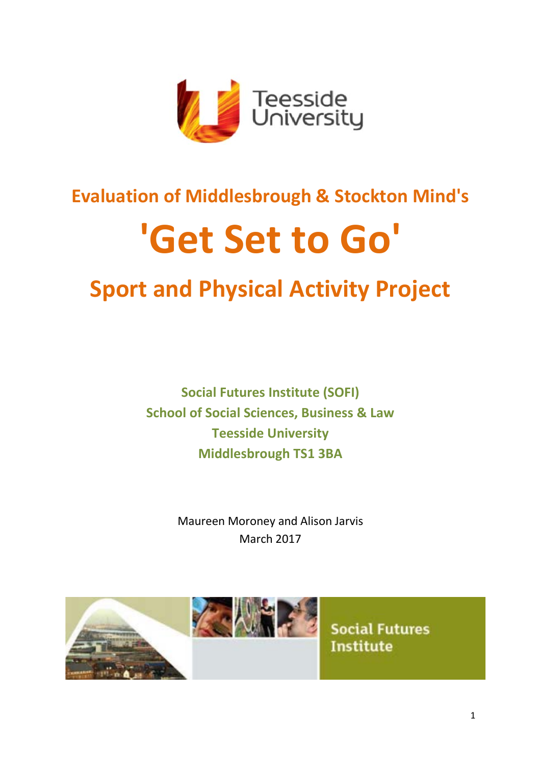# Evaluation of Middlesbrough & Stockton Mind's

# 'Get Set to Go'

## Sport and Physical Activity Project

**Social Futures Institute (SOFI)**
**School of Social Sciences, Business & Law**
**Teesside University**
**Middlesbrough TS1 3BA**

Maureen Moroney and Alison Jarvis
March 2017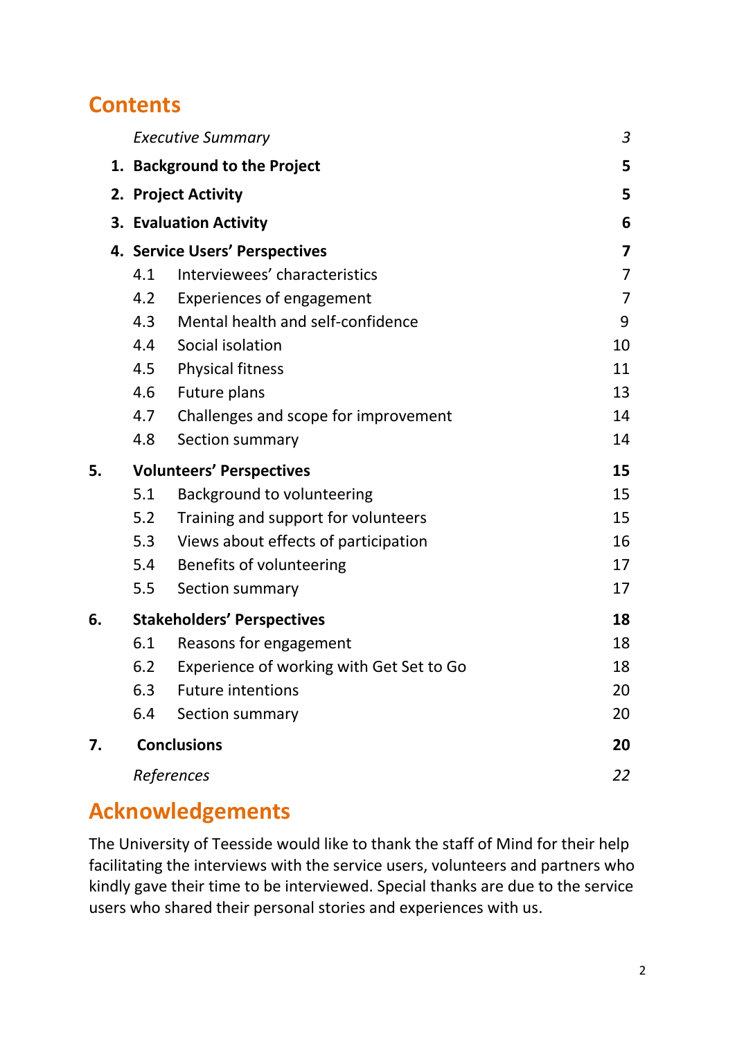## Contents

| | | |
|---|---|---|
| | *Executive Summary* | *3* |
| **1.** | **Background to the Project** | **5** |
| **2.** | **Project Activity** | **5** |
| **3.** | **Evaluation Activity** | **6** |
| **4.** | **Service Users' Perspectives** | **7** |
| 4.1 | Interviewees' characteristics | 7 |
| 4.2 | Experiences of engagement | 7 |
| 4.3 | Mental health and self-confidence | 9 |
| 4.4 | Social isolation | 10 |
| 4.5 | Physical fitness | 11 |
| 4.6 | Future plans | 13 |
| 4.7 | Challenges and scope for improvement | 14 |
| 4.8 | Section summary | 14 |
| **5.** | **Volunteers' Perspectives** | **15** |
| 5.1 | Background to volunteering | 15 |
| 5.2 | Training and support for volunteers | 15 |
| 5.3 | Views about effects of participation | 16 |
| 5.4 | Benefits of volunteering | 17 |
| 5.5 | Section summary | 17 |
| **6.** | **Stakeholders' Perspectives** | **18** |
| 6.1 | Reasons for engagement | 18 |
| 6.2 | Experience of working with Get Set to Go | 18 |
| 6.3 | Future intentions | 20 |
| 6.4 | Section summary | 20 |
| **7.** | **Conclusions** | **20** |
| | *References* | *22* |

## Acknowledgements

The University of Teesside would like to thank the staff of Mind for their help facilitating the interviews with the service users, volunteers and partners who kindly gave their time to be interviewed. Special thanks are due to the service users who shared their personal stories and experiences with us.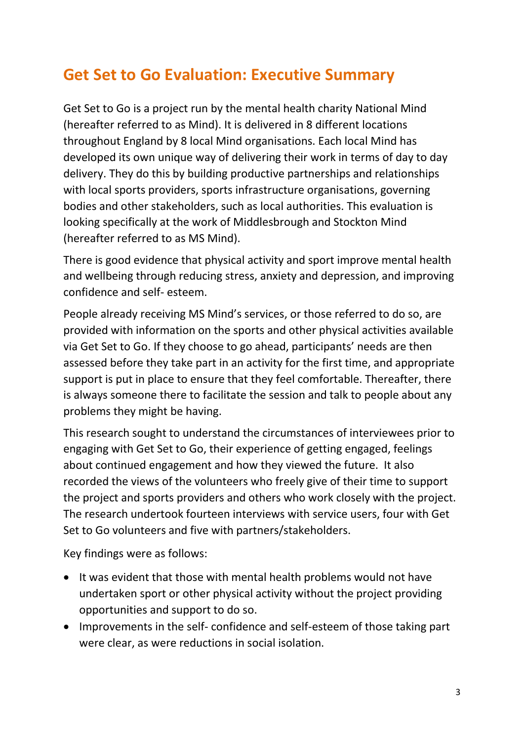## Get Set to Go Evaluation: Executive Summary

Get Set to Go is a project run by the mental health charity National Mind (hereafter referred to as Mind). It is delivered in 8 different locations throughout England by 8 local Mind organisations. Each local Mind has developed its own unique way of delivering their work in terms of day to day delivery. They do this by building productive partnerships and relationships with local sports providers, sports infrastructure organisations, governing bodies and other stakeholders, such as local authorities. This evaluation is looking specifically at the work of Middlesbrough and Stockton Mind (hereafter referred to as MS Mind).

There is good evidence that physical activity and sport improve mental health and wellbeing through reducing stress, anxiety and depression, and improving confidence and self- esteem.

People already receiving MS Mind's services, or those referred to do so, are provided with information on the sports and other physical activities available via Get Set to Go. If they choose to go ahead, participants' needs are then assessed before they take part in an activity for the first time, and appropriate support is put in place to ensure that they feel comfortable. Thereafter, there is always someone there to facilitate the session and talk to people about any problems they might be having.

This research sought to understand the circumstances of interviewees prior to engaging with Get Set to Go, their experience of getting engaged, feelings about continued engagement and how they viewed the future. It also recorded the views of the volunteers who freely give of their time to support the project and sports providers and others who work closely with the project. The research undertook fourteen interviews with service users, four with Get Set to Go volunteers and five with partners/stakeholders.

Key findings were as follows:

- It was evident that those with mental health problems would not have undertaken sport or other physical activity without the project providing opportunities and support to do so.
- Improvements in the self- confidence and self-esteem of those taking part were clear, as were reductions in social isolation.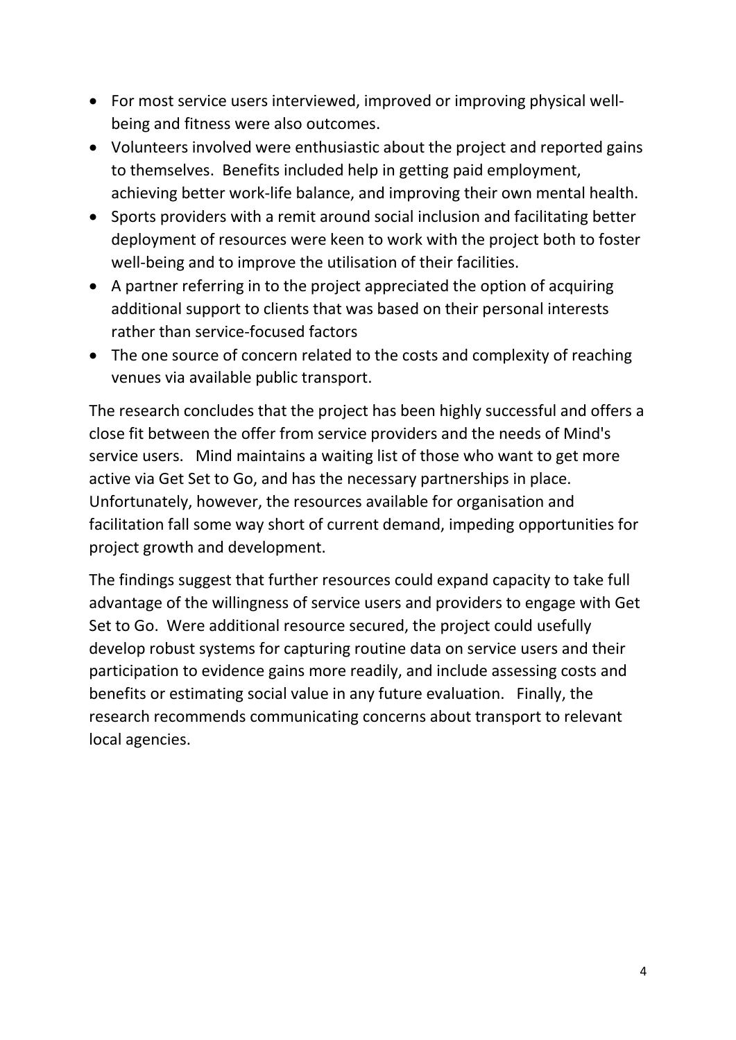- For most service users interviewed, improved or improving physical well-being and fitness were also outcomes.
- Volunteers involved were enthusiastic about the project and reported gains to themselves. Benefits included help in getting paid employment, achieving better work-life balance, and improving their own mental health.
- Sports providers with a remit around social inclusion and facilitating better deployment of resources were keen to work with the project both to foster well-being and to improve the utilisation of their facilities.
- A partner referring in to the project appreciated the option of acquiring additional support to clients that was based on their personal interests rather than service-focused factors
- The one source of concern related to the costs and complexity of reaching venues via available public transport.

The research concludes that the project has been highly successful and offers a close fit between the offer from service providers and the needs of Mind's service users. Mind maintains a waiting list of those who want to get more active via Get Set to Go, and has the necessary partnerships in place. Unfortunately, however, the resources available for organisation and facilitation fall some way short of current demand, impeding opportunities for project growth and development.

The findings suggest that further resources could expand capacity to take full advantage of the willingness of service users and providers to engage with Get Set to Go. Were additional resource secured, the project could usefully develop robust systems for capturing routine data on service users and their participation to evidence gains more readily, and include assessing costs and benefits or estimating social value in any future evaluation. Finally, the research recommends communicating concerns about transport to relevant local agencies.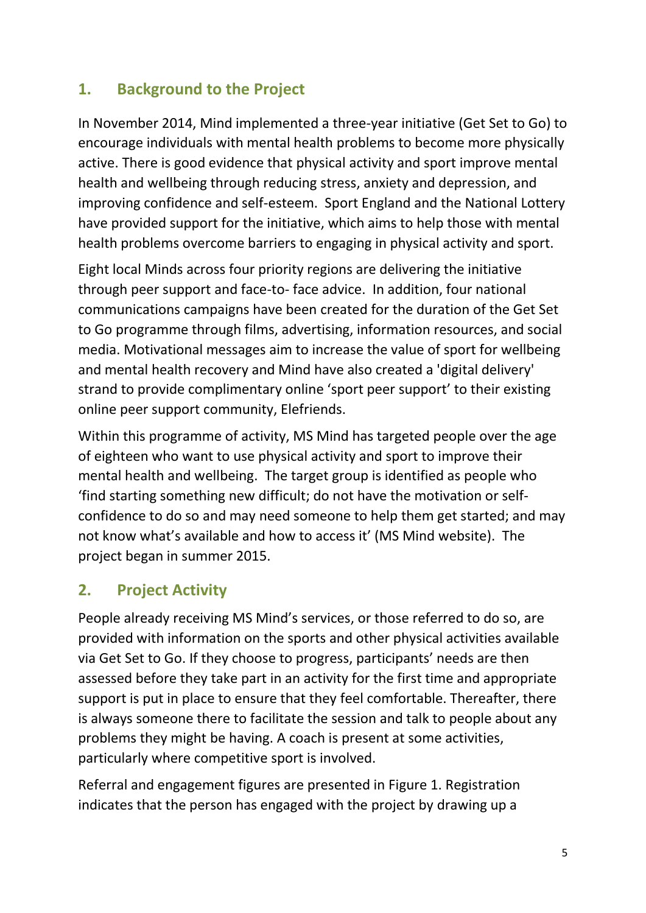## 1. Background to the Project

In November 2014, Mind implemented a three-year initiative (Get Set to Go) to encourage individuals with mental health problems to become more physically active. There is good evidence that physical activity and sport improve mental health and wellbeing through reducing stress, anxiety and depression, and improving confidence and self-esteem. Sport England and the National Lottery have provided support for the initiative, which aims to help those with mental health problems overcome barriers to engaging in physical activity and sport.

Eight local Minds across four priority regions are delivering the initiative through peer support and face-to- face advice. In addition, four national communications campaigns have been created for the duration of the Get Set to Go programme through films, advertising, information resources, and social media. Motivational messages aim to increase the value of sport for wellbeing and mental health recovery and Mind have also created a 'digital delivery' strand to provide complimentary online 'sport peer support' to their existing online peer support community, Elefriends.

Within this programme of activity, MS Mind has targeted people over the age of eighteen who want to use physical activity and sport to improve their mental health and wellbeing. The target group is identified as people who 'find starting something new difficult; do not have the motivation or self-confidence to do so and may need someone to help them get started; and may not know what's available and how to access it' (MS Mind website). The project began in summer 2015.

## 2. Project Activity

People already receiving MS Mind's services, or those referred to do so, are provided with information on the sports and other physical activities available via Get Set to Go. If they choose to progress, participants' needs are then assessed before they take part in an activity for the first time and appropriate support is put in place to ensure that they feel comfortable. Thereafter, there is always someone there to facilitate the session and talk to people about any problems they might be having. A coach is present at some activities, particularly where competitive sport is involved.

Referral and engagement figures are presented in Figure 1. Registration indicates that the person has engaged with the project by drawing up a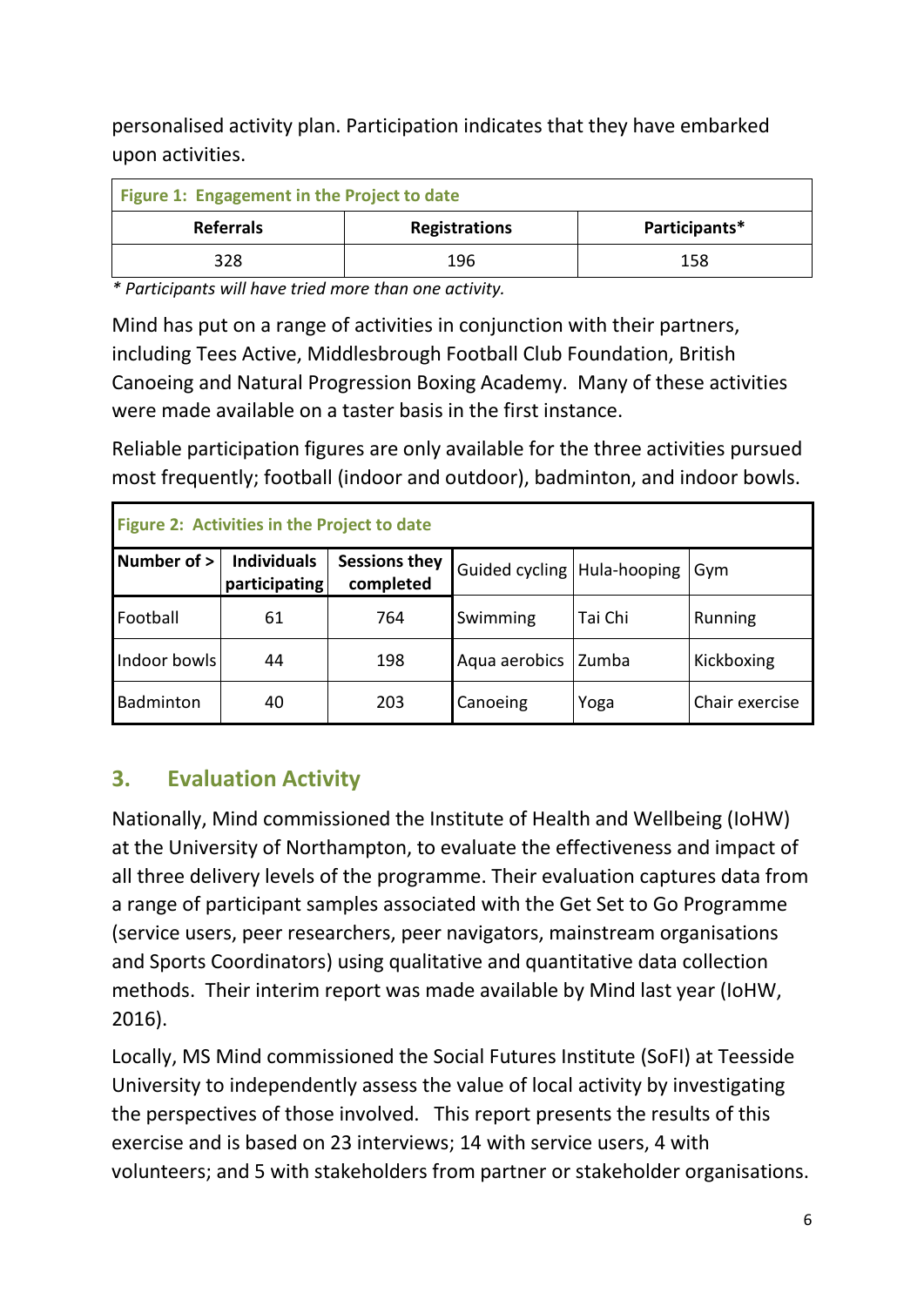personalised activity plan. Participation indicates that they have embarked upon activities.

| Figure 1: Engagement in the Project to date | | |
|---|---|---|
| **Referrals** | **Registrations** | **Participants*** |
| 328 | 196 | 158 |

*\* Participants will have tried more than one activity.*

Mind has put on a range of activities in conjunction with their partners, including Tees Active, Middlesbrough Football Club Foundation, British Canoeing and Natural Progression Boxing Academy. Many of these activities were made available on a taster basis in the first instance.

Reliable participation figures are only available for the three activities pursued most frequently; football (indoor and outdoor), badminton, and indoor bowls.

| Figure 2: Activities in the Project to date | | | | | |
|---|---|---|---|---|---|
| **Number of >** | **Individuals participating** | **Sessions they completed** | Guided cycling | Hula-hooping | Gym |
| Football | 61 | 764 | Swimming | Tai Chi | Running |
| Indoor bowls | 44 | 198 | Aqua aerobics | Zumba | Kickboxing |
| Badminton | 40 | 203 | Canoeing | Yoga | Chair exercise |

## 3. Evaluation Activity

Nationally, Mind commissioned the Institute of Health and Wellbeing (IoHW) at the University of Northampton, to evaluate the effectiveness and impact of all three delivery levels of the programme. Their evaluation captures data from a range of participant samples associated with the Get Set to Go Programme (service users, peer researchers, peer navigators, mainstream organisations and Sports Coordinators) using qualitative and quantitative data collection methods. Their interim report was made available by Mind last year (IoHW, 2016).

Locally, MS Mind commissioned the Social Futures Institute (SoFI) at Teesside University to independently assess the value of local activity by investigating the perspectives of those involved. This report presents the results of this exercise and is based on 23 interviews; 14 with service users, 4 with volunteers; and 5 with stakeholders from partner or stakeholder organisations.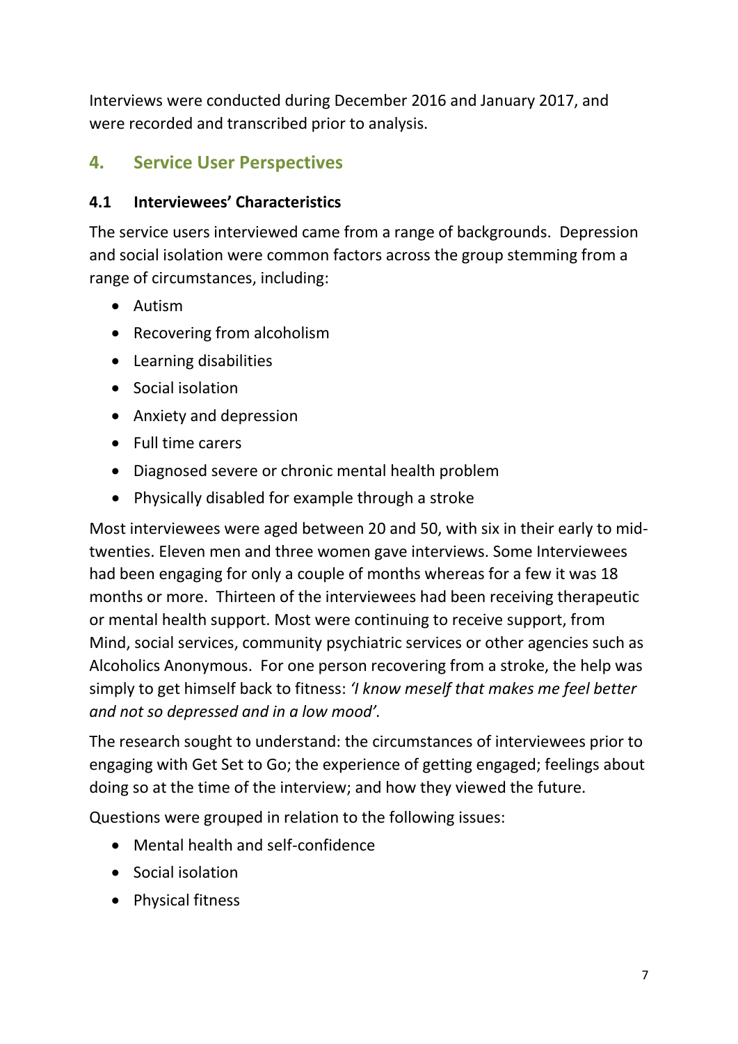Interviews were conducted during December 2016 and January 2017, and were recorded and transcribed prior to analysis.

## 4. Service User Perspectives

### 4.1 Interviewees' Characteristics

The service users interviewed came from a range of backgrounds. Depression and social isolation were common factors across the group stemming from a range of circumstances, including:

- Autism
- Recovering from alcoholism
- Learning disabilities
- Social isolation
- Anxiety and depression
- Full time carers
- Diagnosed severe or chronic mental health problem
- Physically disabled for example through a stroke

Most interviewees were aged between 20 and 50, with six in their early to mid-twenties. Eleven men and three women gave interviews. Some Interviewees had been engaging for only a couple of months whereas for a few it was 18 months or more. Thirteen of the interviewees had been receiving therapeutic or mental health support. Most were continuing to receive support, from Mind, social services, community psychiatric services or other agencies such as Alcoholics Anonymous. For one person recovering from a stroke, the help was simply to get himself back to fitness: *'I know meself that makes me feel better and not so depressed and in a low mood'.*

The research sought to understand: the circumstances of interviewees prior to engaging with Get Set to Go; the experience of getting engaged; feelings about doing so at the time of the interview; and how they viewed the future.

Questions were grouped in relation to the following issues:

- Mental health and self-confidence
- Social isolation
- Physical fitness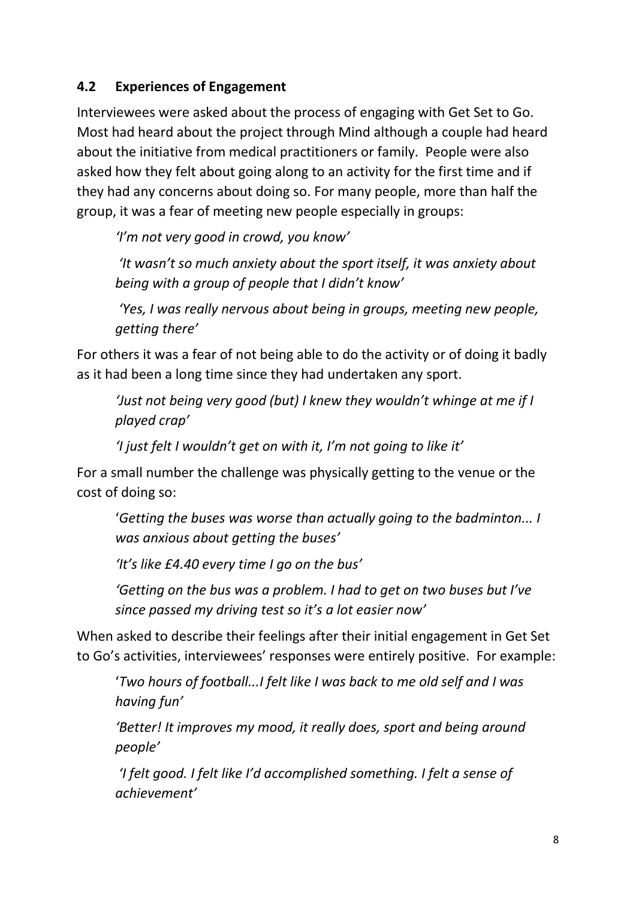### 4.2 Experiences of Engagement

Interviewees were asked about the process of engaging with Get Set to Go. Most had heard about the project through Mind although a couple had heard about the initiative from medical practitioners or family. People were also asked how they felt about going along to an activity for the first time and if they had any concerns about doing so. For many people, more than half the group, it was a fear of meeting new people especially in groups:

> *'I'm not very good in crowd, you know'*
>
> *'It wasn't so much anxiety about the sport itself, it was anxiety about being with a group of people that I didn't know'*
>
> *'Yes, I was really nervous about being in groups, meeting new people, getting there'*

For others it was a fear of not being able to do the activity or of doing it badly as it had been a long time since they had undertaken any sport.

> *'Just not being very good (but) I knew they wouldn't whinge at me if I played crap'*
>
> *'I just felt I wouldn't get on with it, I'm not going to like it'*

For a small number the challenge was physically getting to the venue or the cost of doing so:

> '*Getting the buses was worse than actually going to the badminton... I was anxious about getting the buses'*
>
> *'It's like £4.40 every time I go on the bus'*
>
> *'Getting on the bus was a problem. I had to get on two buses but I've since passed my driving test so it's a lot easier now'*

When asked to describe their feelings after their initial engagement in Get Set to Go's activities, interviewees' responses were entirely positive. For example:

> '*Two hours of football...I felt like I was back to me old self and I was having fun'*
>
> *'Better! It improves my mood, it really does, sport and being around people'*
>
> *'I felt good. I felt like I'd accomplished something. I felt a sense of achievement'*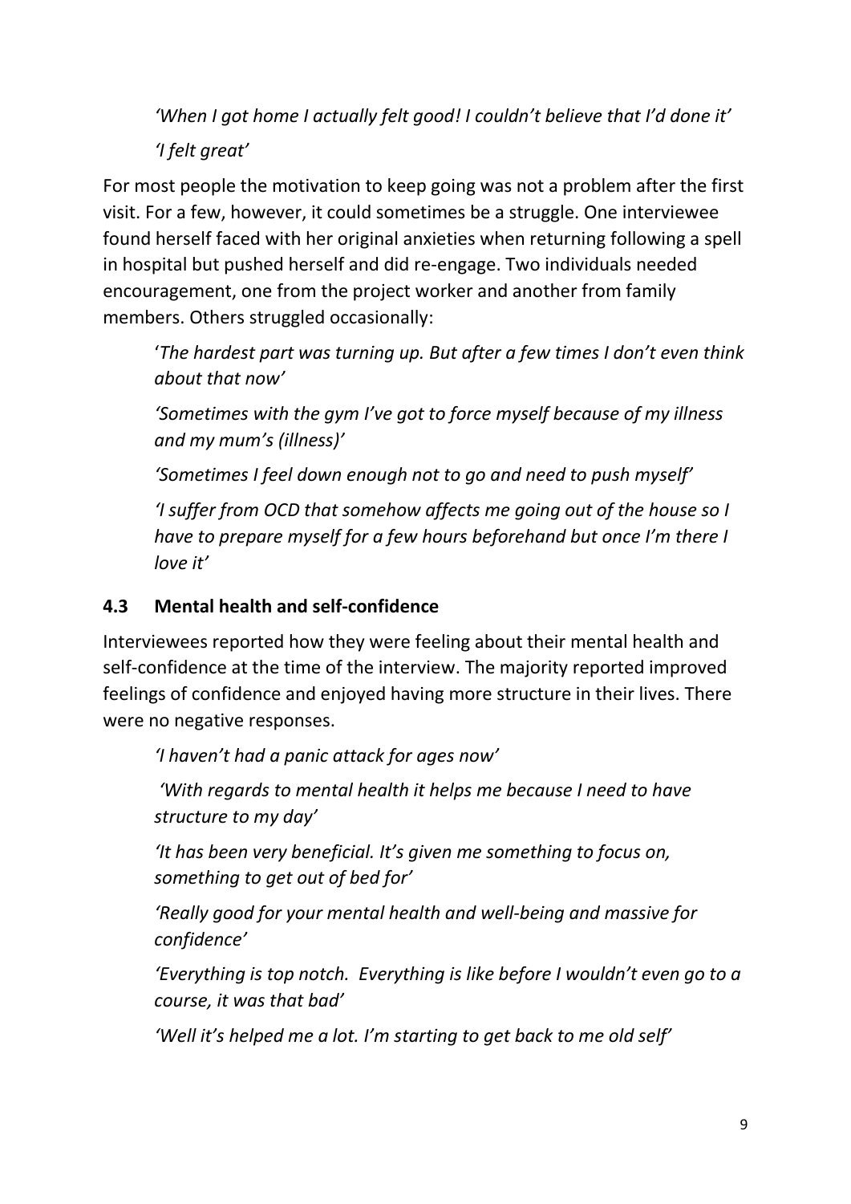*'When I got home I actually felt good! I couldn't believe that I'd done it'*

*'I felt great'*

For most people the motivation to keep going was not a problem after the first visit. For a few, however, it could sometimes be a struggle. One interviewee found herself faced with her original anxieties when returning following a spell in hospital but pushed herself and did re-engage. Two individuals needed encouragement, one from the project worker and another from family members. Others struggled occasionally:

'*The hardest part was turning up. But after a few times I don't even think about that now'*

*'Sometimes with the gym I've got to force myself because of my illness and my mum's (illness)'*

*'Sometimes I feel down enough not to go and need to push myself'*

*'I suffer from OCD that somehow affects me going out of the house so I have to prepare myself for a few hours beforehand but once I'm there I love it'*

### 4.3 Mental health and self-confidence

Interviewees reported how they were feeling about their mental health and self-confidence at the time of the interview. The majority reported improved feelings of confidence and enjoyed having more structure in their lives. There were no negative responses.

*'I haven't had a panic attack for ages now'*

*'With regards to mental health it helps me because I need to have structure to my day'*

*'It has been very beneficial. It's given me something to focus on, something to get out of bed for'*

*'Really good for your mental health and well-being and massive for confidence'*

*'Everything is top notch. Everything is like before I wouldn't even go to a course, it was that bad'*

*'Well it's helped me a lot. I'm starting to get back to me old self'*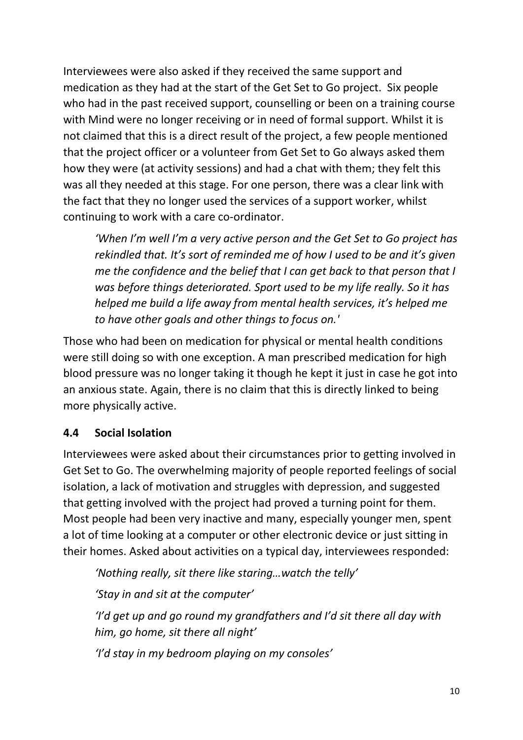Interviewees were also asked if they received the same support and medication as they had at the start of the Get Set to Go project. Six people who had in the past received support, counselling or been on a training course with Mind were no longer receiving or in need of formal support. Whilst it is not claimed that this is a direct result of the project, a few people mentioned that the project officer or a volunteer from Get Set to Go always asked them how they were (at activity sessions) and had a chat with them; they felt this was all they needed at this stage. For one person, there was a clear link with the fact that they no longer used the services of a support worker, whilst continuing to work with a care co-ordinator.

> *'When I'm well I'm a very active person and the Get Set to Go project has rekindled that. It's sort of reminded me of how I used to be and it's given me the confidence and the belief that I can get back to that person that I was before things deteriorated. Sport used to be my life really. So it has helped me build a life away from mental health services, it's helped me to have other goals and other things to focus on.'*

Those who had been on medication for physical or mental health conditions were still doing so with one exception. A man prescribed medication for high blood pressure was no longer taking it though he kept it just in case he got into an anxious state. Again, there is no claim that this is directly linked to being more physically active.

### 4.4 Social Isolation

Interviewees were asked about their circumstances prior to getting involved in Get Set to Go. The overwhelming majority of people reported feelings of social isolation, a lack of motivation and struggles with depression, and suggested that getting involved with the project had proved a turning point for them. Most people had been very inactive and many, especially younger men, spent a lot of time looking at a computer or other electronic device or just sitting in their homes. Asked about activities on a typical day, interviewees responded:

> *'Nothing really, sit there like staring…watch the telly'*
>
> *'Stay in and sit at the computer'*
>
> *'I'd get up and go round my grandfathers and I'd sit there all day with him, go home, sit there all night'*
>
> *'I'd stay in my bedroom playing on my consoles'*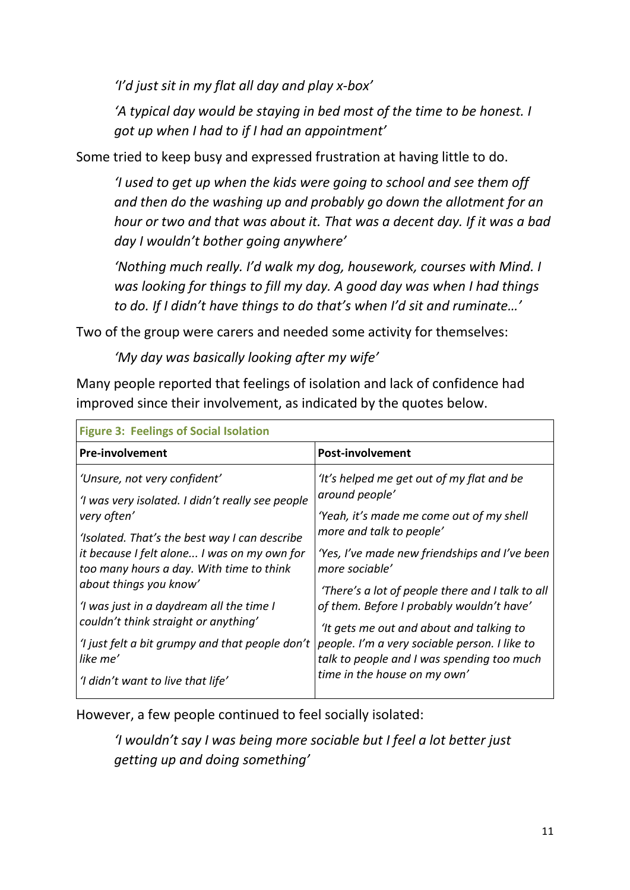*'I'd just sit in my flat all day and play x-box'*

*'A typical day would be staying in bed most of the time to be honest. I got up when I had to if I had an appointment'*

Some tried to keep busy and expressed frustration at having little to do.

*'I used to get up when the kids were going to school and see them off and then do the washing up and probably go down the allotment for an hour or two and that was about it. That was a decent day. If it was a bad day I wouldn't bother going anywhere'*

*'Nothing much really. I'd walk my dog, housework, courses with Mind. I was looking for things to fill my day. A good day was when I had things to do. If I didn't have things to do that's when I'd sit and ruminate…'*

Two of the group were carers and needed some activity for themselves:

*'My day was basically looking after my wife'*

Many people reported that feelings of isolation and lack of confidence had improved since their involvement, as indicated by the quotes below.

**Figure 3: Feelings of Social Isolation**

| **Pre-involvement** | **Post-involvement** |
|---|---|
| *'Unsure, not very confident'*<br>*'I was very isolated. I didn't really see people very often'*<br>*'Isolated. That's the best way I can describe it because I felt alone... I was on my own for too many hours a day. With time to think about things you know'*<br>*'I was just in a daydream all the time I couldn't think straight or anything'*<br>*'I just felt a bit grumpy and that people don't like me'*<br>*'I didn't want to live that life'* | *'It's helped me get out of my flat and be around people'*<br>*'Yeah, it's made me come out of my shell more and talk to people'*<br>*'Yes, I've made new friendships and I've been more sociable'*<br>*'There's a lot of people there and I talk to all of them. Before I probably wouldn't have'*<br>*'It gets me out and about and talking to people. I'm a very sociable person. I like to talk to people and I was spending too much time in the house on my own'* |

However, a few people continued to feel socially isolated:

*'I wouldn't say I was being more sociable but I feel a lot better just getting up and doing something'*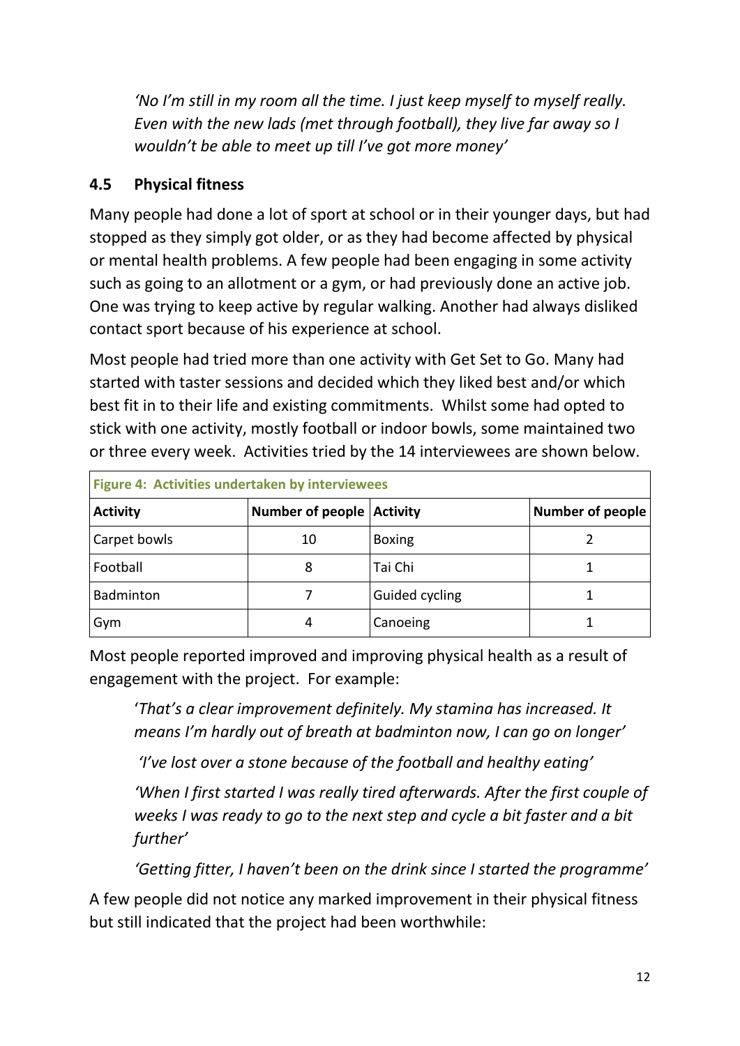*'No I'm still in my room all the time. I just keep myself to myself really. Even with the new lads (met through football), they live far away so I wouldn't be able to meet up till I've got more money'*

## 4.5 Physical fitness

Many people had done a lot of sport at school or in their younger days, but had stopped as they simply got older, or as they had become affected by physical or mental health problems. A few people had been engaging in some activity such as going to an allotment or a gym, or had previously done an active job. One was trying to keep active by regular walking. Another had always disliked contact sport because of his experience at school.

Most people had tried more than one activity with Get Set to Go. Many had started with taster sessions and decided which they liked best and/or which best fit in to their life and existing commitments. Whilst some had opted to stick with one activity, mostly football or indoor bowls, some maintained two or three every week. Activities tried by the 14 interviewees are shown below.

**Figure 4: Activities undertaken by interviewees**

| Activity | Number of people | Activity | Number of people |
|---|---|---|---|
| Carpet bowls | 10 | Boxing | 2 |
| Football | 8 | Tai Chi | 1 |
| Badminton | 7 | Guided cycling | 1 |
| Gym | 4 | Canoeing | 1 |

Most people reported improved and improving physical health as a result of engagement with the project. For example:

*'That's a clear improvement definitely. My stamina has increased. It means I'm hardly out of breath at badminton now, I can go on longer'*

*'I've lost over a stone because of the football and healthy eating'*

*'When I first started I was really tired afterwards. After the first couple of weeks I was ready to go to the next step and cycle a bit faster and a bit further'*

*'Getting fitter, I haven't been on the drink since I started the programme'*

A few people did not notice any marked improvement in their physical fitness but still indicated that the project had been worthwhile: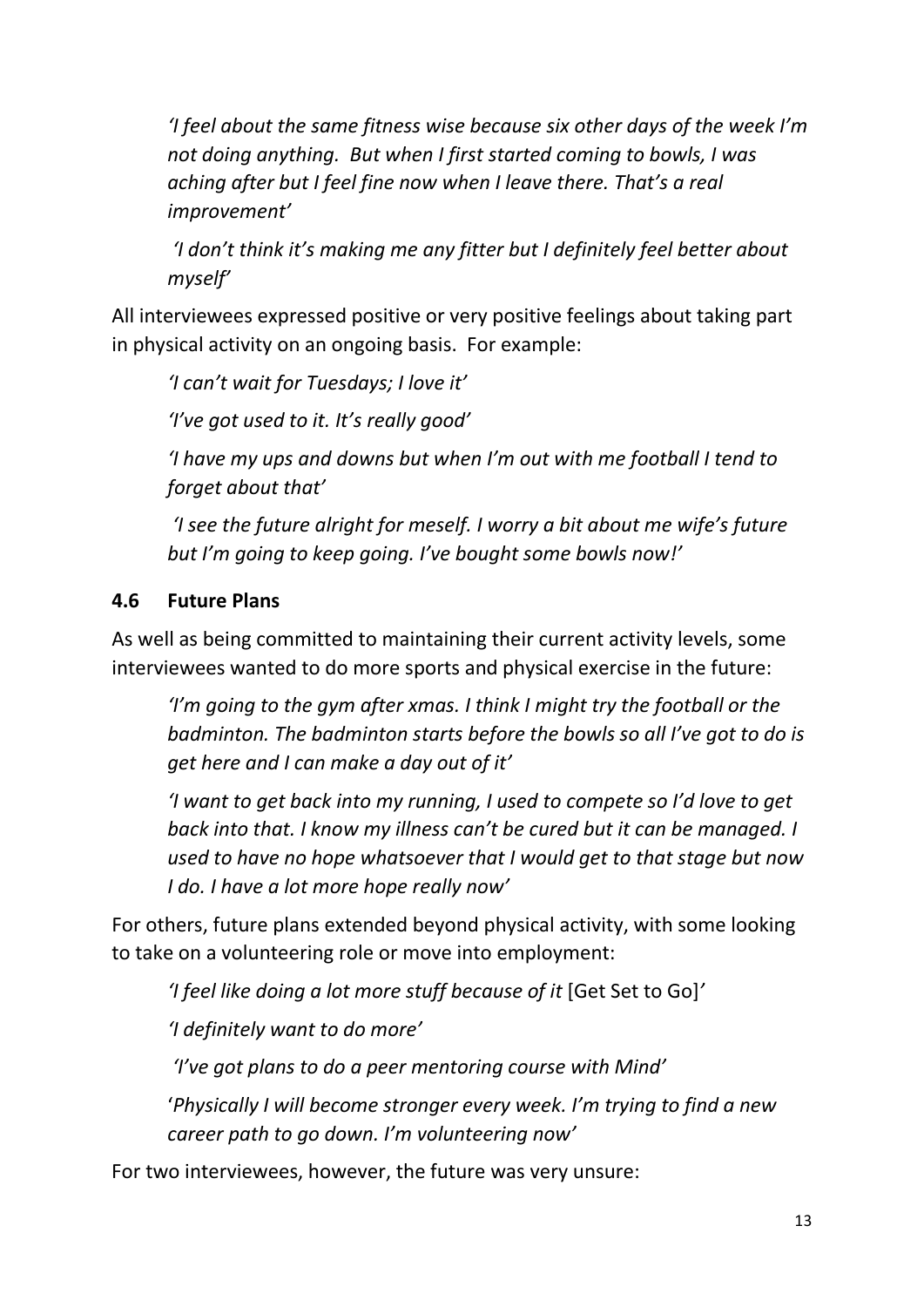*'I feel about the same fitness wise because six other days of the week I'm not doing anything. But when I first started coming to bowls, I was aching after but I feel fine now when I leave there. That's a real improvement'*

*'I don't think it's making me any fitter but I definitely feel better about myself'*

All interviewees expressed positive or very positive feelings about taking part in physical activity on an ongoing basis. For example:

*'I can't wait for Tuesdays; I love it'*

*'I've got used to it. It's really good'*

*'I have my ups and downs but when I'm out with me football I tend to forget about that'*

*'I see the future alright for meself. I worry a bit about me wife's future but I'm going to keep going. I've bought some bowls now!'*

### 4.6 Future Plans

As well as being committed to maintaining their current activity levels, some interviewees wanted to do more sports and physical exercise in the future:

*'I'm going to the gym after xmas. I think I might try the football or the badminton. The badminton starts before the bowls so all I've got to do is get here and I can make a day out of it'*

*'I want to get back into my running, I used to compete so I'd love to get back into that. I know my illness can't be cured but it can be managed. I used to have no hope whatsoever that I would get to that stage but now I do. I have a lot more hope really now'*

For others, future plans extended beyond physical activity, with some looking to take on a volunteering role or move into employment:

*'I feel like doing a lot more stuff because of it* [Get Set to Go]*'*

*'I definitely want to do more'*

*'I've got plans to do a peer mentoring course with Mind'*

*'Physically I will become stronger every week. I'm trying to find a new career path to go down. I'm volunteering now'*

For two interviewees, however, the future was very unsure: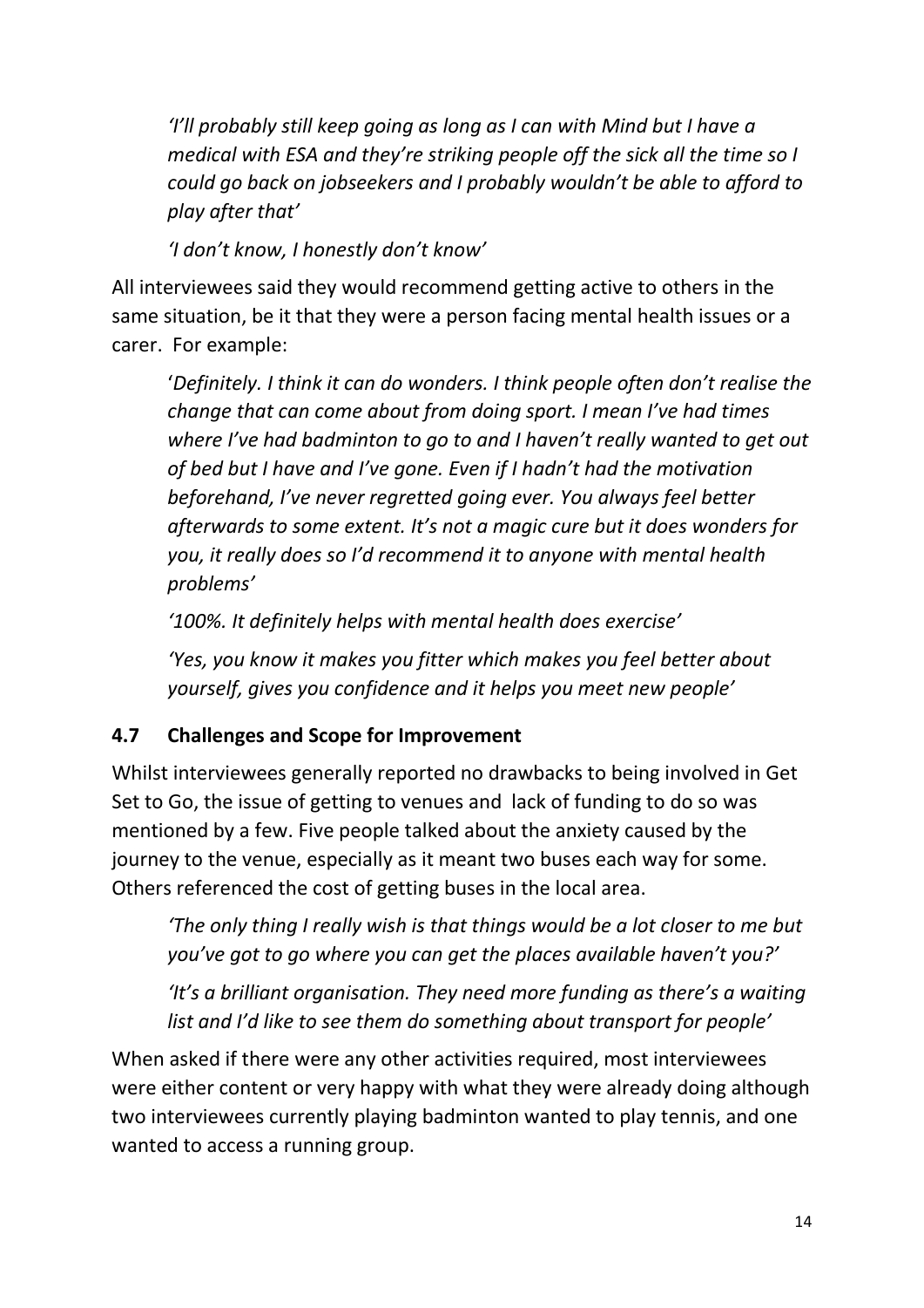*'I'll probably still keep going as long as I can with Mind but I have a medical with ESA and they're striking people off the sick all the time so I could go back on jobseekers and I probably wouldn't be able to afford to play after that'*

*'I don't know, I honestly don't know'*

All interviewees said they would recommend getting active to others in the same situation, be it that they were a person facing mental health issues or a carer. For example:

'*Definitely. I think it can do wonders. I think people often don't realise the change that can come about from doing sport. I mean I've had times where I've had badminton to go to and I haven't really wanted to get out of bed but I have and I've gone. Even if I hadn't had the motivation beforehand, I've never regretted going ever. You always feel better afterwards to some extent. It's not a magic cure but it does wonders for you, it really does so I'd recommend it to anyone with mental health problems'*

*'100%. It definitely helps with mental health does exercise'*

*'Yes, you know it makes you fitter which makes you feel better about yourself, gives you confidence and it helps you meet new people'*

## 4.7 Challenges and Scope for Improvement

Whilst interviewees generally reported no drawbacks to being involved in Get Set to Go, the issue of getting to venues and lack of funding to do so was mentioned by a few. Five people talked about the anxiety caused by the journey to the venue, especially as it meant two buses each way for some. Others referenced the cost of getting buses in the local area.

*'The only thing I really wish is that things would be a lot closer to me but you've got to go where you can get the places available haven't you?'*

*'It's a brilliant organisation. They need more funding as there's a waiting list and I'd like to see them do something about transport for people'*

When asked if there were any other activities required, most interviewees were either content or very happy with what they were already doing although two interviewees currently playing badminton wanted to play tennis, and one wanted to access a running group.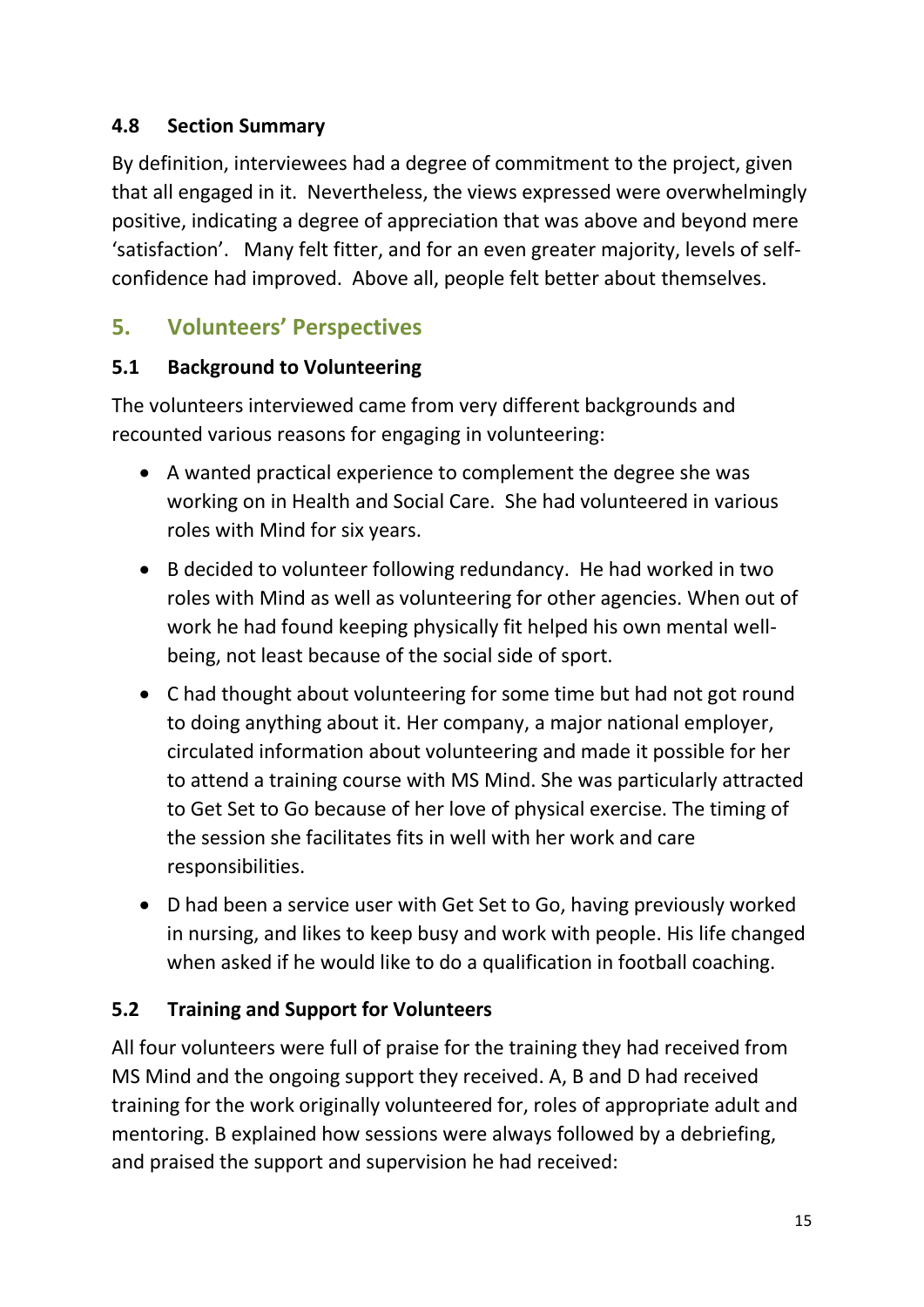### 4.8 Section Summary

By definition, interviewees had a degree of commitment to the project, given that all engaged in it. Nevertheless, the views expressed were overwhelmingly positive, indicating a degree of appreciation that was above and beyond mere 'satisfaction'. Many felt fitter, and for an even greater majority, levels of self-confidence had improved. Above all, people felt better about themselves.

## 5. Volunteers' Perspectives

### 5.1 Background to Volunteering

The volunteers interviewed came from very different backgrounds and recounted various reasons for engaging in volunteering:

- A wanted practical experience to complement the degree she was working on in Health and Social Care. She had volunteered in various roles with Mind for six years.
- B decided to volunteer following redundancy. He had worked in two roles with Mind as well as volunteering for other agencies. When out of work he had found keeping physically fit helped his own mental well-being, not least because of the social side of sport.
- C had thought about volunteering for some time but had not got round to doing anything about it. Her company, a major national employer, circulated information about volunteering and made it possible for her to attend a training course with MS Mind. She was particularly attracted to Get Set to Go because of her love of physical exercise. The timing of the session she facilitates fits in well with her work and care responsibilities.
- D had been a service user with Get Set to Go, having previously worked in nursing, and likes to keep busy and work with people. His life changed when asked if he would like to do a qualification in football coaching.

### 5.2 Training and Support for Volunteers

All four volunteers were full of praise for the training they had received from MS Mind and the ongoing support they received. A, B and D had received training for the work originally volunteered for, roles of appropriate adult and mentoring. B explained how sessions were always followed by a debriefing, and praised the support and supervision he had received: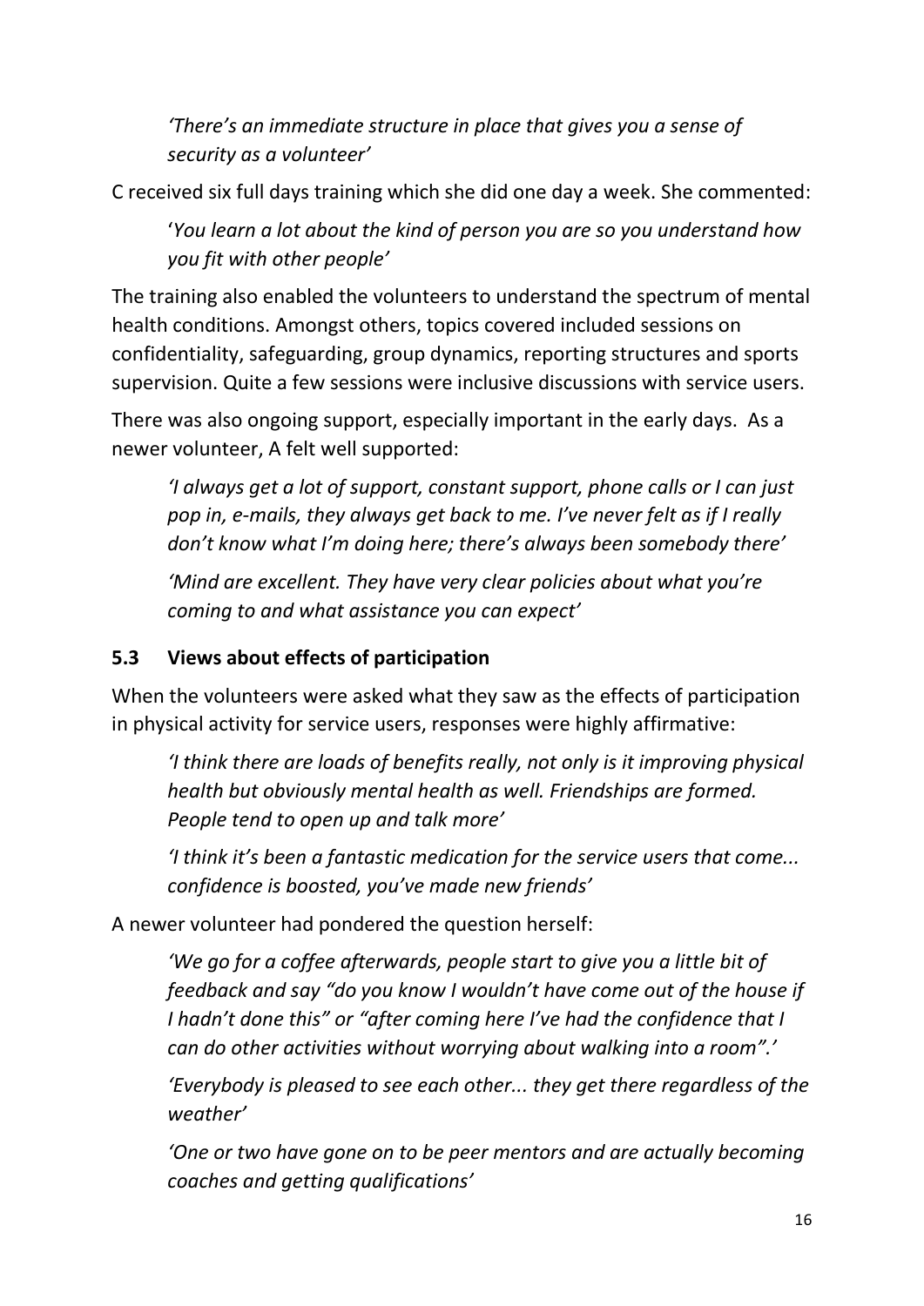*'There's an immediate structure in place that gives you a sense of security as a volunteer'*

C received six full days training which she did one day a week. She commented:

'*You learn a lot about the kind of person you are so you understand how you fit with other people'*

The training also enabled the volunteers to understand the spectrum of mental health conditions. Amongst others, topics covered included sessions on confidentiality, safeguarding, group dynamics, reporting structures and sports supervision. Quite a few sessions were inclusive discussions with service users.

There was also ongoing support, especially important in the early days. As a newer volunteer, A felt well supported:

*'I always get a lot of support, constant support, phone calls or I can just pop in, e-mails, they always get back to me. I've never felt as if I really don't know what I'm doing here; there's always been somebody there'*

*'Mind are excellent. They have very clear policies about what you're coming to and what assistance you can expect'*

## 5.3 Views about effects of participation

When the volunteers were asked what they saw as the effects of participation in physical activity for service users, responses were highly affirmative:

*'I think there are loads of benefits really, not only is it improving physical health but obviously mental health as well. Friendships are formed. People tend to open up and talk more'*

*'I think it's been a fantastic medication for the service users that come... confidence is boosted, you've made new friends'*

A newer volunteer had pondered the question herself:

*'We go for a coffee afterwards, people start to give you a little bit of feedback and say "do you know I wouldn't have come out of the house if I hadn't done this" or "after coming here I've had the confidence that I can do other activities without worrying about walking into a room".'*

*'Everybody is pleased to see each other... they get there regardless of the weather'*

*'One or two have gone on to be peer mentors and are actually becoming coaches and getting qualifications'*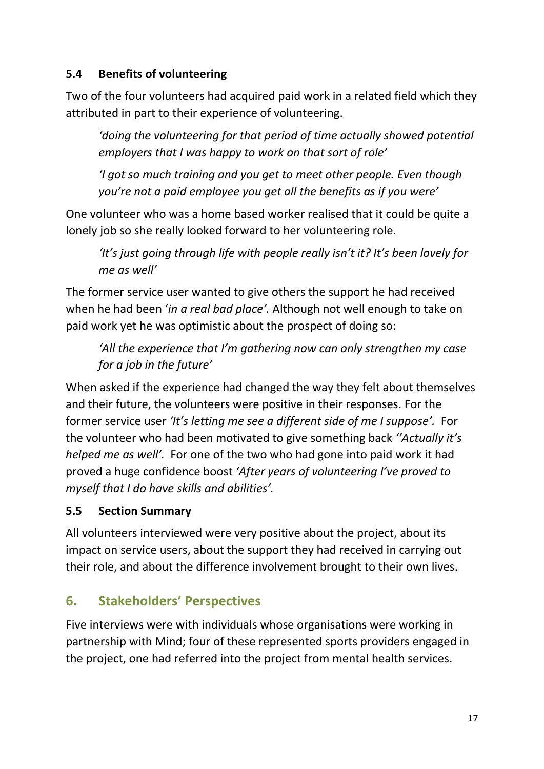### 5.4 Benefits of volunteering

Two of the four volunteers had acquired paid work in a related field which they attributed in part to their experience of volunteering.

> *'doing the volunteering for that period of time actually showed potential employers that I was happy to work on that sort of role'*
>
> *'I got so much training and you get to meet other people. Even though you're not a paid employee you get all the benefits as if you were'*

One volunteer who was a home based worker realised that it could be quite a lonely job so she really looked forward to her volunteering role.

> *'It's just going through life with people really isn't it? It's been lovely for me as well'*

The former service user wanted to give others the support he had received when he had been '*in a real bad place'.* Although not well enough to take on paid work yet he was optimistic about the prospect of doing so:

> *'All the experience that I'm gathering now can only strengthen my case for a job in the future'*

When asked if the experience had changed the way they felt about themselves and their future, the volunteers were positive in their responses. For the former service user *'It's letting me see a different side of me I suppose'.* For the volunteer who had been motivated to give something back *''Actually it's helped me as well'.* For one of the two who had gone into paid work it had proved a huge confidence boost *'After years of volunteering I've proved to myself that I do have skills and abilities'.*

### 5.5 Section Summary

All volunteers interviewed were very positive about the project, about its impact on service users, about the support they had received in carrying out their role, and about the difference involvement brought to their own lives.

## 6. Stakeholders' Perspectives

Five interviews were with individuals whose organisations were working in partnership with Mind; four of these represented sports providers engaged in the project, one had referred into the project from mental health services.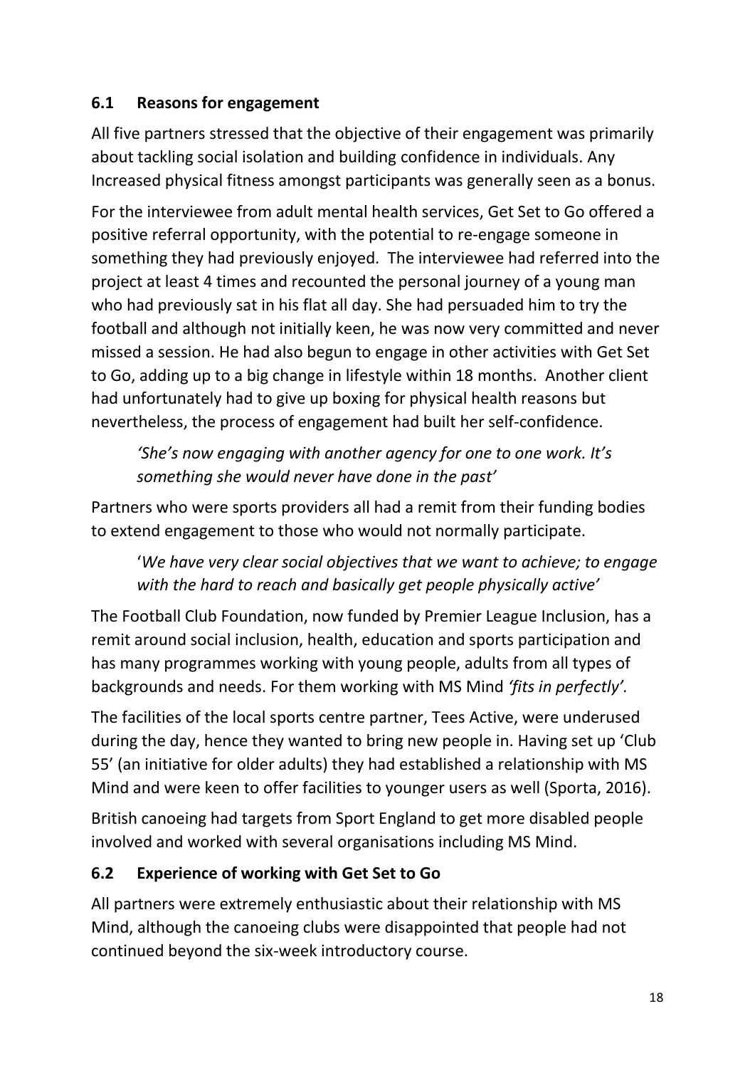## 6.1 Reasons for engagement

All five partners stressed that the objective of their engagement was primarily about tackling social isolation and building confidence in individuals. Any Increased physical fitness amongst participants was generally seen as a bonus.

For the interviewee from adult mental health services, Get Set to Go offered a positive referral opportunity, with the potential to re-engage someone in something they had previously enjoyed. The interviewee had referred into the project at least 4 times and recounted the personal journey of a young man who had previously sat in his flat all day. She had persuaded him to try the football and although not initially keen, he was now very committed and never missed a session. He had also begun to engage in other activities with Get Set to Go, adding up to a big change in lifestyle within 18 months. Another client had unfortunately had to give up boxing for physical health reasons but nevertheless, the process of engagement had built her self-confidence.

> *'She's now engaging with another agency for one to one work. It's something she would never have done in the past'*

Partners who were sports providers all had a remit from their funding bodies to extend engagement to those who would not normally participate.

> '*We have very clear social objectives that we want to achieve; to engage with the hard to reach and basically get people physically active'*

The Football Club Foundation, now funded by Premier League Inclusion, has a remit around social inclusion, health, education and sports participation and has many programmes working with young people, adults from all types of backgrounds and needs. For them working with MS Mind *'fits in perfectly'.*

The facilities of the local sports centre partner, Tees Active, were underused during the day, hence they wanted to bring new people in. Having set up 'Club 55' (an initiative for older adults) they had established a relationship with MS Mind and were keen to offer facilities to younger users as well (Sporta, 2016).

British canoeing had targets from Sport England to get more disabled people involved and worked with several organisations including MS Mind.

## 6.2 Experience of working with Get Set to Go

All partners were extremely enthusiastic about their relationship with MS Mind, although the canoeing clubs were disappointed that people had not continued beyond the six-week introductory course.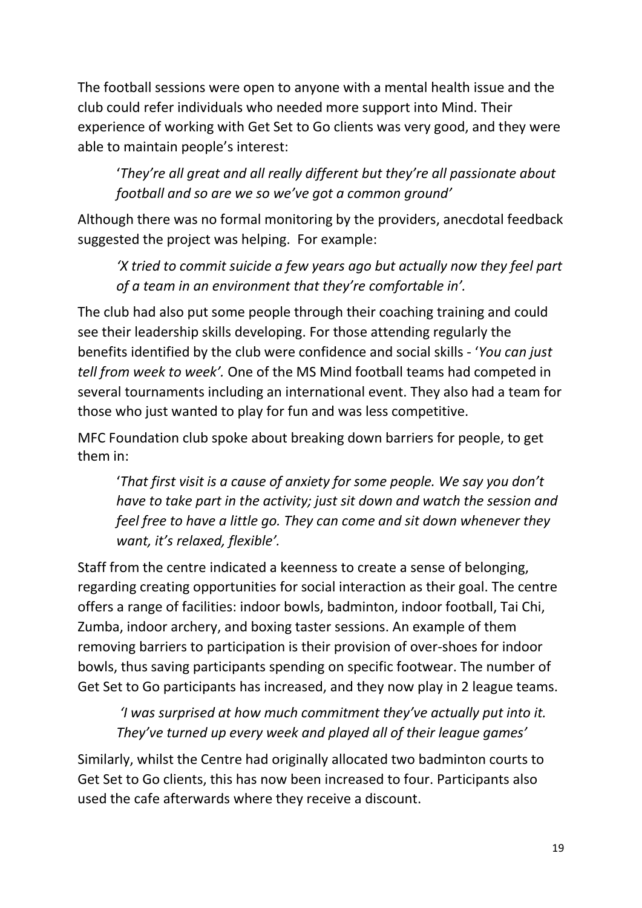The football sessions were open to anyone with a mental health issue and the club could refer individuals who needed more support into Mind. Their experience of working with Get Set to Go clients was very good, and they were able to maintain people's interest:

> '*They're all great and all really different but they're all passionate about football and so are we so we've got a common ground'*

Although there was no formal monitoring by the providers, anecdotal feedback suggested the project was helping. For example:

> *'X tried to commit suicide a few years ago but actually now they feel part of a team in an environment that they're comfortable in'.*

The club had also put some people through their coaching training and could see their leadership skills developing. For those attending regularly the benefits identified by the club were confidence and social skills - '*You can just tell from week to week'.* One of the MS Mind football teams had competed in several tournaments including an international event. They also had a team for those who just wanted to play for fun and was less competitive.

MFC Foundation club spoke about breaking down barriers for people, to get them in:

> '*That first visit is a cause of anxiety for some people. We say you don't have to take part in the activity; just sit down and watch the session and feel free to have a little go. They can come and sit down whenever they want, it's relaxed, flexible'.*

Staff from the centre indicated a keenness to create a sense of belonging, regarding creating opportunities for social interaction as their goal. The centre offers a range of facilities: indoor bowls, badminton, indoor football, Tai Chi, Zumba, indoor archery, and boxing taster sessions. An example of them removing barriers to participation is their provision of over-shoes for indoor bowls, thus saving participants spending on specific footwear. The number of Get Set to Go participants has increased, and they now play in 2 league teams.

> *'I was surprised at how much commitment they've actually put into it. They've turned up every week and played all of their league games'*

Similarly, whilst the Centre had originally allocated two badminton courts to Get Set to Go clients, this has now been increased to four. Participants also used the cafe afterwards where they receive a discount.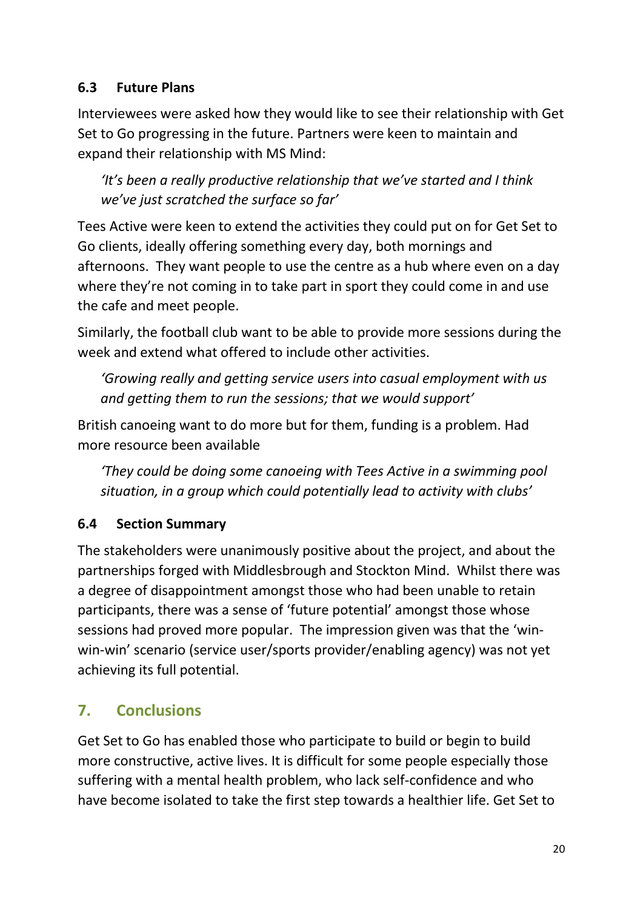### 6.3 Future Plans

Interviewees were asked how they would like to see their relationship with Get Set to Go progressing in the future. Partners were keen to maintain and expand their relationship with MS Mind:

> *'It's been a really productive relationship that we've started and I think we've just scratched the surface so far'*

Tees Active were keen to extend the activities they could put on for Get Set to Go clients, ideally offering something every day, both mornings and afternoons. They want people to use the centre as a hub where even on a day where they're not coming in to take part in sport they could come in and use the cafe and meet people.

Similarly, the football club want to be able to provide more sessions during the week and extend what offered to include other activities.

> *'Growing really and getting service users into casual employment with us and getting them to run the sessions; that we would support'*

British canoeing want to do more but for them, funding is a problem. Had more resource been available

> *'They could be doing some canoeing with Tees Active in a swimming pool situation, in a group which could potentially lead to activity with clubs'*

### 6.4 Section Summary

The stakeholders were unanimously positive about the project, and about the partnerships forged with Middlesbrough and Stockton Mind. Whilst there was a degree of disappointment amongst those who had been unable to retain participants, there was a sense of 'future potential' amongst those whose sessions had proved more popular. The impression given was that the 'win-win-win' scenario (service user/sports provider/enabling agency) was not yet achieving its full potential.

## 7. Conclusions

Get Set to Go has enabled those who participate to build or begin to build more constructive, active lives. It is difficult for some people especially those suffering with a mental health problem, who lack self-confidence and who have become isolated to take the first step towards a healthier life. Get Set to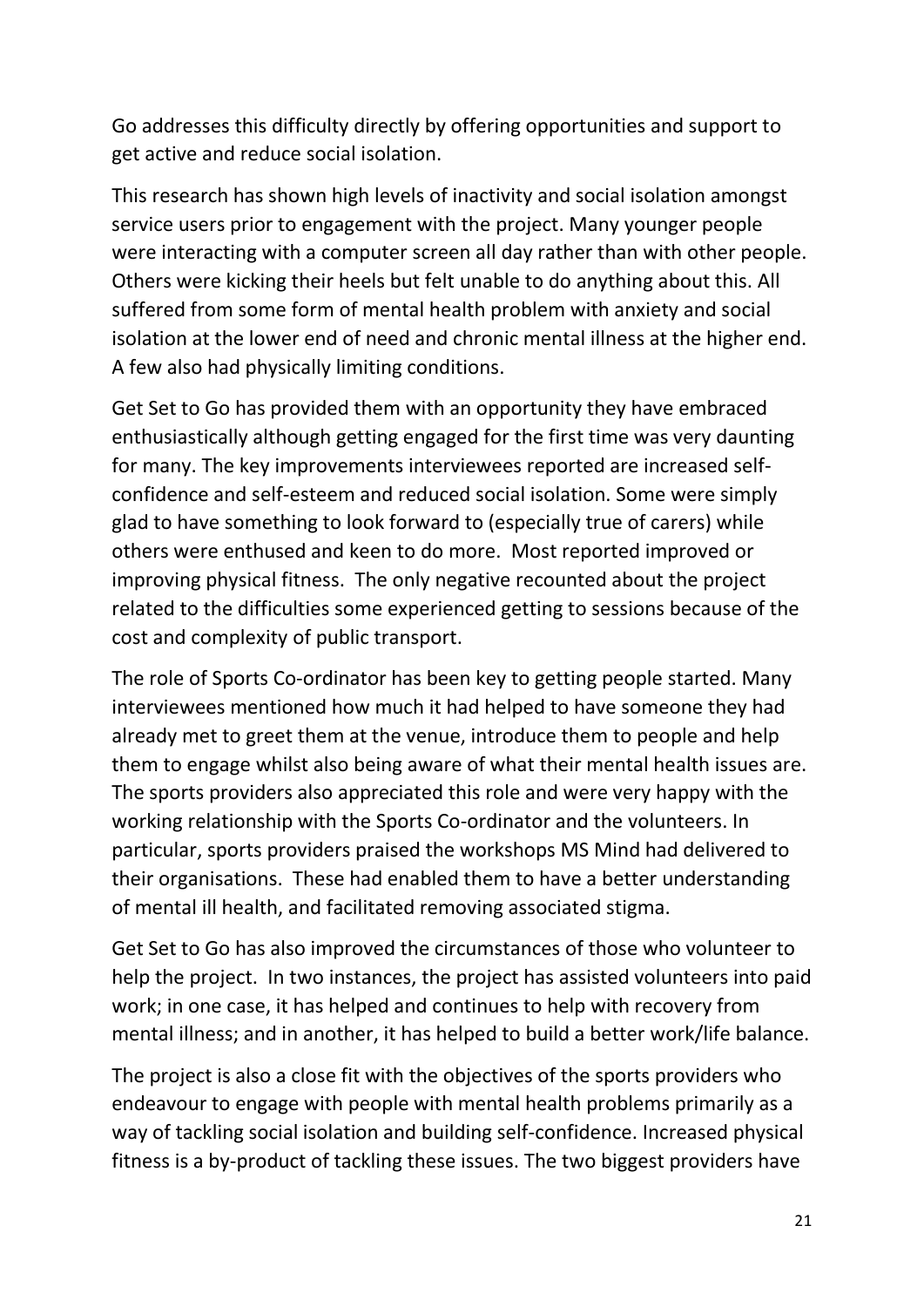Go addresses this difficulty directly by offering opportunities and support to get active and reduce social isolation.

This research has shown high levels of inactivity and social isolation amongst service users prior to engagement with the project. Many younger people were interacting with a computer screen all day rather than with other people. Others were kicking their heels but felt unable to do anything about this. All suffered from some form of mental health problem with anxiety and social isolation at the lower end of need and chronic mental illness at the higher end. A few also had physically limiting conditions.

Get Set to Go has provided them with an opportunity they have embraced enthusiastically although getting engaged for the first time was very daunting for many. The key improvements interviewees reported are increased self-confidence and self-esteem and reduced social isolation. Some were simply glad to have something to look forward to (especially true of carers) while others were enthused and keen to do more. Most reported improved or improving physical fitness. The only negative recounted about the project related to the difficulties some experienced getting to sessions because of the cost and complexity of public transport.

The role of Sports Co-ordinator has been key to getting people started. Many interviewees mentioned how much it had helped to have someone they had already met to greet them at the venue, introduce them to people and help them to engage whilst also being aware of what their mental health issues are. The sports providers also appreciated this role and were very happy with the working relationship with the Sports Co-ordinator and the volunteers. In particular, sports providers praised the workshops MS Mind had delivered to their organisations. These had enabled them to have a better understanding of mental ill health, and facilitated removing associated stigma.

Get Set to Go has also improved the circumstances of those who volunteer to help the project. In two instances, the project has assisted volunteers into paid work; in one case, it has helped and continues to help with recovery from mental illness; and in another, it has helped to build a better work/life balance.

The project is also a close fit with the objectives of the sports providers who endeavour to engage with people with mental health problems primarily as a way of tackling social isolation and building self-confidence. Increased physical fitness is a by-product of tackling these issues. The two biggest providers have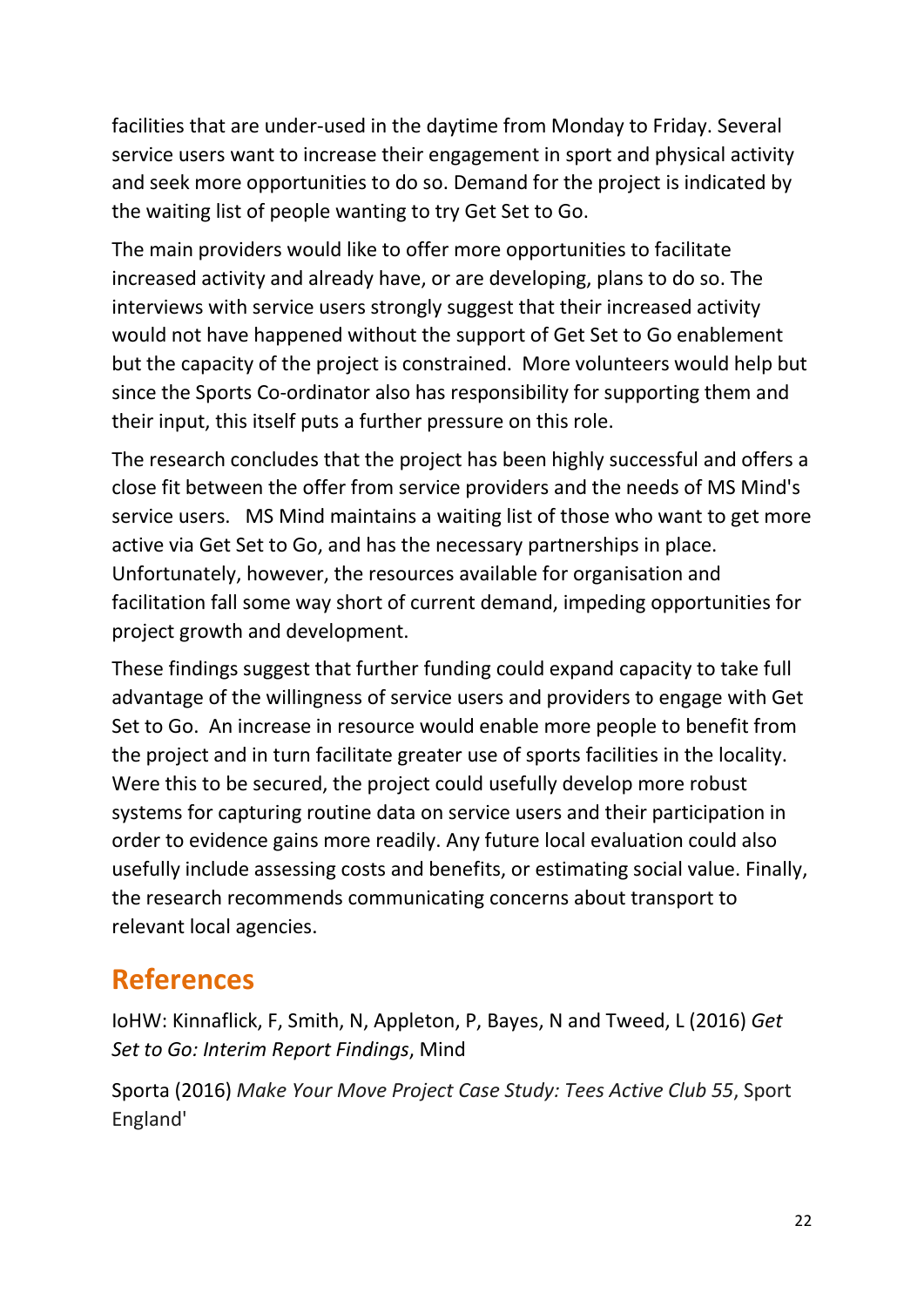facilities that are under-used in the daytime from Monday to Friday. Several service users want to increase their engagement in sport and physical activity and seek more opportunities to do so. Demand for the project is indicated by the waiting list of people wanting to try Get Set to Go.

The main providers would like to offer more opportunities to facilitate increased activity and already have, or are developing, plans to do so. The interviews with service users strongly suggest that their increased activity would not have happened without the support of Get Set to Go enablement but the capacity of the project is constrained. More volunteers would help but since the Sports Co-ordinator also has responsibility for supporting them and their input, this itself puts a further pressure on this role.

The research concludes that the project has been highly successful and offers a close fit between the offer from service providers and the needs of MS Mind's service users. MS Mind maintains a waiting list of those who want to get more active via Get Set to Go, and has the necessary partnerships in place. Unfortunately, however, the resources available for organisation and facilitation fall some way short of current demand, impeding opportunities for project growth and development.

These findings suggest that further funding could expand capacity to take full advantage of the willingness of service users and providers to engage with Get Set to Go. An increase in resource would enable more people to benefit from the project and in turn facilitate greater use of sports facilities in the locality. Were this to be secured, the project could usefully develop more robust systems for capturing routine data on service users and their participation in order to evidence gains more readily. Any future local evaluation could also usefully include assessing costs and benefits, or estimating social value. Finally, the research recommends communicating concerns about transport to relevant local agencies.

## References

IoHW: Kinnaflick, F, Smith, N, Appleton, P, Bayes, N and Tweed, L (2016) *Get Set to Go: Interim Report Findings*, Mind

Sporta (2016) *Make Your Move Project Case Study: Tees Active Club 55*, Sport England'